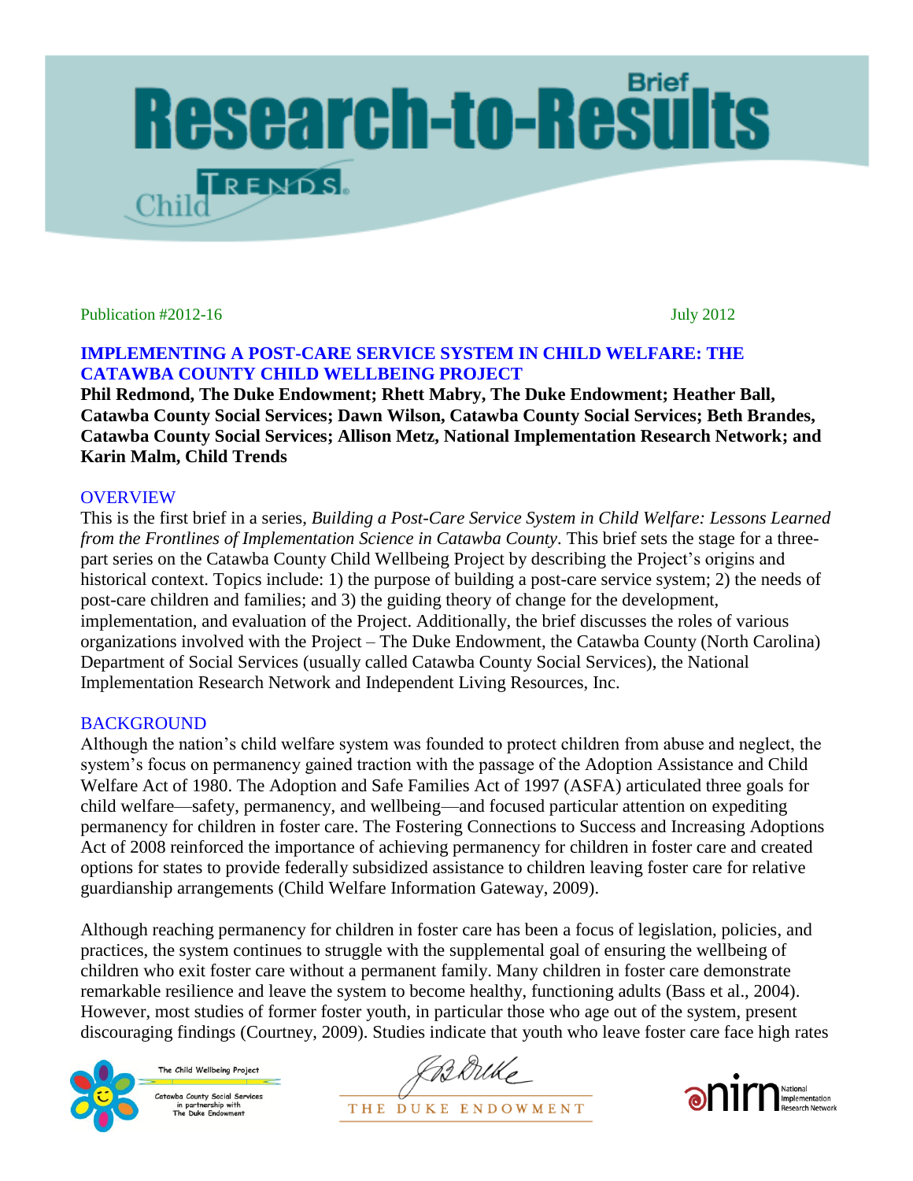# Research-to-Results Brief

Child Trends

Publication #2012-16 July 2012

## IMPLEMENTING A POST-CARE SERVICE SYSTEM IN CHILD WELFARE: THE CATAWBA COUNTY CHILD WELLBEING PROJECT

**Phil Redmond, The Duke Endowment; Rhett Mabry, The Duke Endowment; Heather Ball, Catawba County Social Services; Dawn Wilson, Catawba County Social Services; Beth Brandes, Catawba County Social Services; Allison Metz, National Implementation Research Network; and Karin Malm, Child Trends**

### OVERVIEW

This is the first brief in a series, *Building a Post-Care Service System in Child Welfare: Lessons Learned from the Frontlines of Implementation Science in Catawba County*. This brief sets the stage for a three-part series on the Catawba County Child Wellbeing Project by describing the Project's origins and historical context. Topics include: 1) the purpose of building a post-care service system; 2) the needs of post-care children and families; and 3) the guiding theory of change for the development, implementation, and evaluation of the Project. Additionally, the brief discusses the roles of various organizations involved with the Project – The Duke Endowment, the Catawba County (North Carolina) Department of Social Services (usually called Catawba County Social Services), the National Implementation Research Network and Independent Living Resources, Inc.

### BACKGROUND

Although the nation's child welfare system was founded to protect children from abuse and neglect, the system's focus on permanency gained traction with the passage of the Adoption Assistance and Child Welfare Act of 1980. The Adoption and Safe Families Act of 1997 (ASFA) articulated three goals for child welfare—safety, permanency, and wellbeing—and focused particular attention on expediting permanency for children in foster care. The Fostering Connections to Success and Increasing Adoptions Act of 2008 reinforced the importance of achieving permanency for children in foster care and created options for states to provide federally subsidized assistance to children leaving foster care for relative guardianship arrangements (Child Welfare Information Gateway, 2009).

Although reaching permanency for children in foster care has been a focus of legislation, policies, and practices, the system continues to struggle with the supplemental goal of ensuring the wellbeing of children who exit foster care without a permanent family. Many children in foster care demonstrate remarkable resilience and leave the system to become healthy, functioning adults (Bass et al., 2004). However, most studies of former foster youth, in particular those who age out of the system, present discouraging findings (Courtney, 2009). Studies indicate that youth who leave foster care face high rates

The Child Wellbeing Project — Catawba County Social Services in partnership with The Duke Endowment

THE DUKE ENDOWMENT

NIRN National Implementation Research Network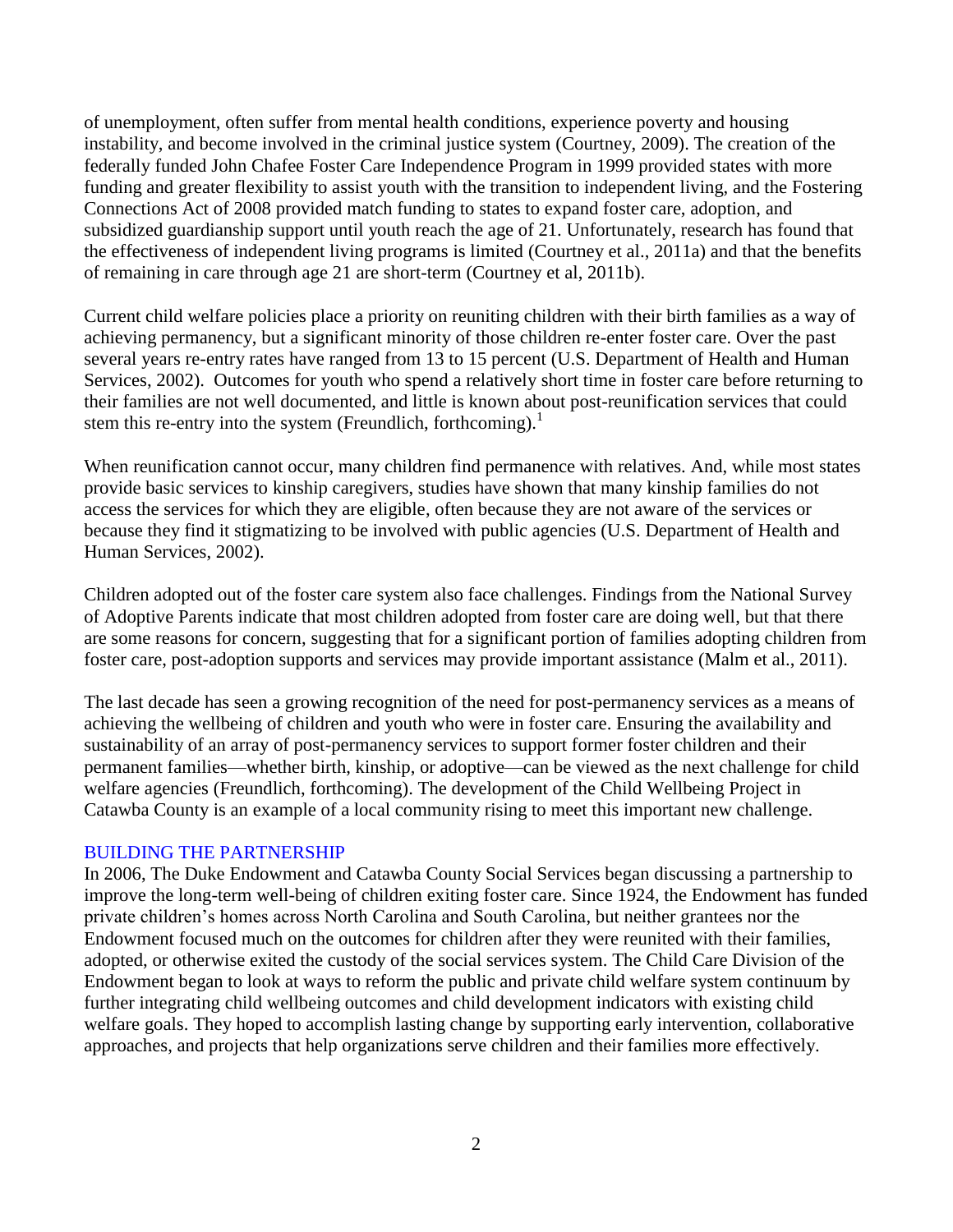of unemployment, often suffer from mental health conditions, experience poverty and housing instability, and become involved in the criminal justice system (Courtney, 2009). The creation of the federally funded John Chafee Foster Care Independence Program in 1999 provided states with more funding and greater flexibility to assist youth with the transition to independent living, and the Fostering Connections Act of 2008 provided match funding to states to expand foster care, adoption, and subsidized guardianship support until youth reach the age of 21. Unfortunately, research has found that the effectiveness of independent living programs is limited (Courtney et al., 2011a) and that the benefits of remaining in care through age 21 are short-term (Courtney et al, 2011b).

Current child welfare policies place a priority on reuniting children with their birth families as a way of achieving permanency, but a significant minority of those children re-enter foster care. Over the past several years re-entry rates have ranged from 13 to 15 percent (U.S. Department of Health and Human Services, 2002). Outcomes for youth who spend a relatively short time in foster care before returning to their families are not well documented, and little is known about post-reunification services that could stem this re-entry into the system (Freundlich, forthcoming).[1]

When reunification cannot occur, many children find permanence with relatives. And, while most states provide basic services to kinship caregivers, studies have shown that many kinship families do not access the services for which they are eligible, often because they are not aware of the services or because they find it stigmatizing to be involved with public agencies (U.S. Department of Health and Human Services, 2002).

Children adopted out of the foster care system also face challenges. Findings from the National Survey of Adoptive Parents indicate that most children adopted from foster care are doing well, but that there are some reasons for concern, suggesting that for a significant portion of families adopting children from foster care, post-adoption supports and services may provide important assistance (Malm et al., 2011).

The last decade has seen a growing recognition of the need for post-permanency services as a means of achieving the wellbeing of children and youth who were in foster care. Ensuring the availability and sustainability of an array of post-permanency services to support former foster children and their permanent families—whether birth, kinship, or adoptive—can be viewed as the next challenge for child welfare agencies (Freundlich, forthcoming). The development of the Child Wellbeing Project in Catawba County is an example of a local community rising to meet this important new challenge.

## BUILDING THE PARTNERSHIP

In 2006, The Duke Endowment and Catawba County Social Services began discussing a partnership to improve the long-term well-being of children exiting foster care. Since 1924, the Endowment has funded private children's homes across North Carolina and South Carolina, but neither grantees nor the Endowment focused much on the outcomes for children after they were reunited with their families, adopted, or otherwise exited the custody of the social services system. The Child Care Division of the Endowment began to look at ways to reform the public and private child welfare system continuum by further integrating child wellbeing outcomes and child development indicators with existing child welfare goals. They hoped to accomplish lasting change by supporting early intervention, collaborative approaches, and projects that help organizations serve children and their families more effectively.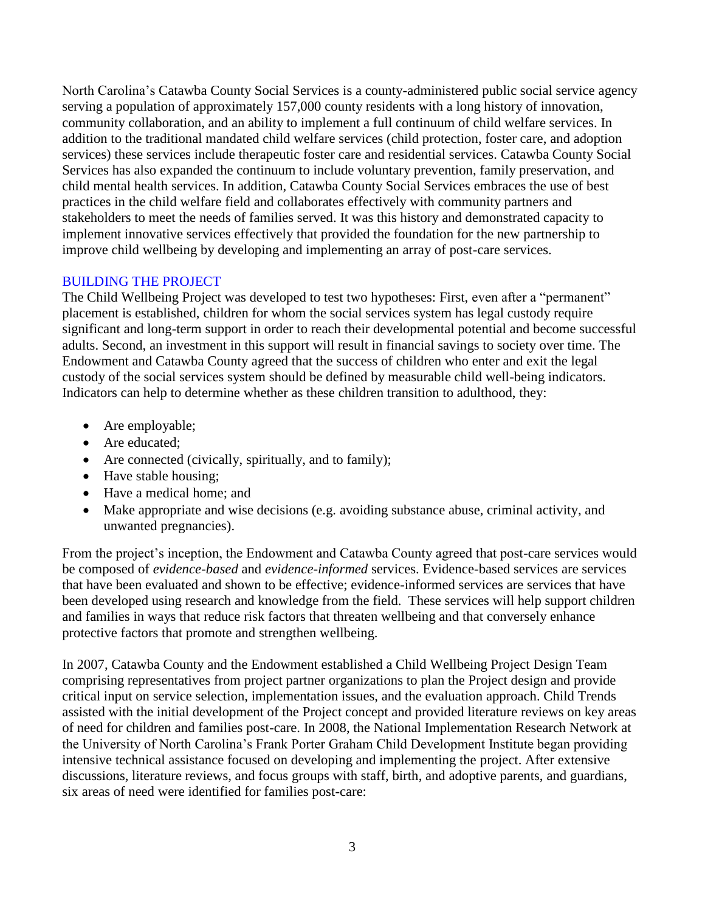North Carolina's Catawba County Social Services is a county-administered public social service agency serving a population of approximately 157,000 county residents with a long history of innovation, community collaboration, and an ability to implement a full continuum of child welfare services. In addition to the traditional mandated child welfare services (child protection, foster care, and adoption services) these services include therapeutic foster care and residential services. Catawba County Social Services has also expanded the continuum to include voluntary prevention, family preservation, and child mental health services. In addition, Catawba County Social Services embraces the use of best practices in the child welfare field and collaborates effectively with community partners and stakeholders to meet the needs of families served. It was this history and demonstrated capacity to implement innovative services effectively that provided the foundation for the new partnership to improve child wellbeing by developing and implementing an array of post-care services.

## BUILDING THE PROJECT

The Child Wellbeing Project was developed to test two hypotheses: First, even after a "permanent" placement is established, children for whom the social services system has legal custody require significant and long-term support in order to reach their developmental potential and become successful adults. Second, an investment in this support will result in financial savings to society over time. The Endowment and Catawba County agreed that the success of children who enter and exit the legal custody of the social services system should be defined by measurable child well-being indicators. Indicators can help to determine whether as these children transition to adulthood, they:

- Are employable;
- Are educated;
- Are connected (civically, spiritually, and to family);
- Have stable housing;
- Have a medical home; and
- Make appropriate and wise decisions (e.g. avoiding substance abuse, criminal activity, and unwanted pregnancies).

From the project's inception, the Endowment and Catawba County agreed that post-care services would be composed of *evidence-based* and *evidence-informed* services. Evidence-based services are services that have been evaluated and shown to be effective; evidence-informed services are services that have been developed using research and knowledge from the field. These services will help support children and families in ways that reduce risk factors that threaten wellbeing and that conversely enhance protective factors that promote and strengthen wellbeing.

In 2007, Catawba County and the Endowment established a Child Wellbeing Project Design Team comprising representatives from project partner organizations to plan the Project design and provide critical input on service selection, implementation issues, and the evaluation approach. Child Trends assisted with the initial development of the Project concept and provided literature reviews on key areas of need for children and families post-care. In 2008, the National Implementation Research Network at the University of North Carolina's Frank Porter Graham Child Development Institute began providing intensive technical assistance focused on developing and implementing the project. After extensive discussions, literature reviews, and focus groups with staff, birth, and adoptive parents, and guardians, six areas of need were identified for families post-care: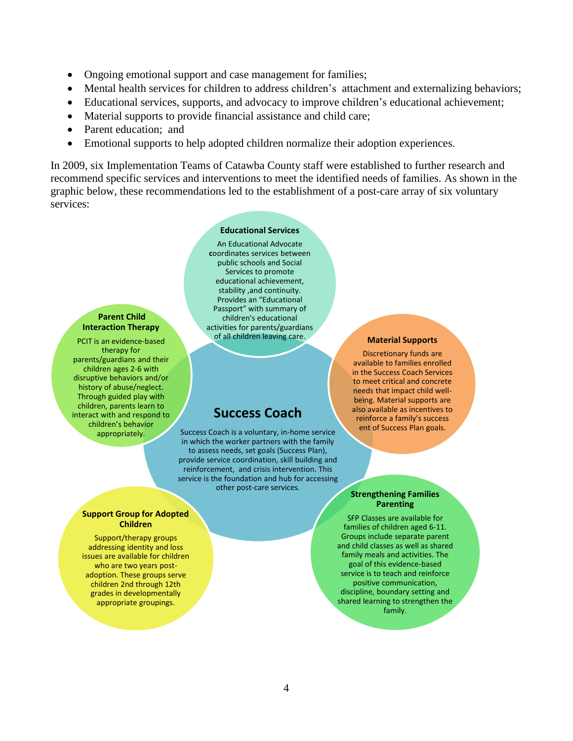- Ongoing emotional support and case management for families;
- Mental health services for children to address children's attachment and externalizing behaviors;
- Educational services, supports, and advocacy to improve children's educational achievement;
- Material supports to provide financial assistance and child care;
- Parent education; and
- Emotional supports to help adopted children normalize their adoption experiences.

In 2009, six Implementation Teams of Catawba County staff were established to further research and recommend specific services and interventions to meet the identified needs of families. As shown in the graphic below, these recommendations led to the establishment of a post-care array of six voluntary services:

**Educational Services**

An Educational Advocate coordinates services between public schools and Social Services to promote educational achievement, stability ,and continuity. Provides an "Educational Passport" with summary of children's educational activities for parents/guardians of all children leaving care.

**Parent Child Interaction Therapy**

PCIT is an evidence-based therapy for parents/guardians and their children ages 2-6 with disruptive behaviors and/or history of abuse/neglect. Through guided play with children, parents learn to interact with and respond to children's behavior appropriately.

**Material Supports**

Discretionary funds are available to families enrolled in the Success Coach Services to meet critical and concrete needs that impact child well-being. Material supports are also available as incentives to reinforce a family's success ent of Success Plan goals.

**Success Coach**

Success Coach is a voluntary, in-home service in which the worker partners with the family to assess needs, set goals (Success Plan), provide service coordination, skill building and reinforcement, and crisis intervention. This service is the foundation and hub for accessing other post-care services.

**Support Group for Adopted Children**

Support/therapy groups addressing identity and loss issues are available for children who are two years post-adoption. These groups serve children 2nd through 12th grades in developmentally appropriate groupings.

**Strengthening Families Parenting**

SFP Classes are available for families of children aged 6-11. Groups include separate parent and child classes as well as shared family meals and activities. The goal of this evidence-based service is to teach and reinforce positive communication, discipline, boundary setting and shared learning to strengthen the family.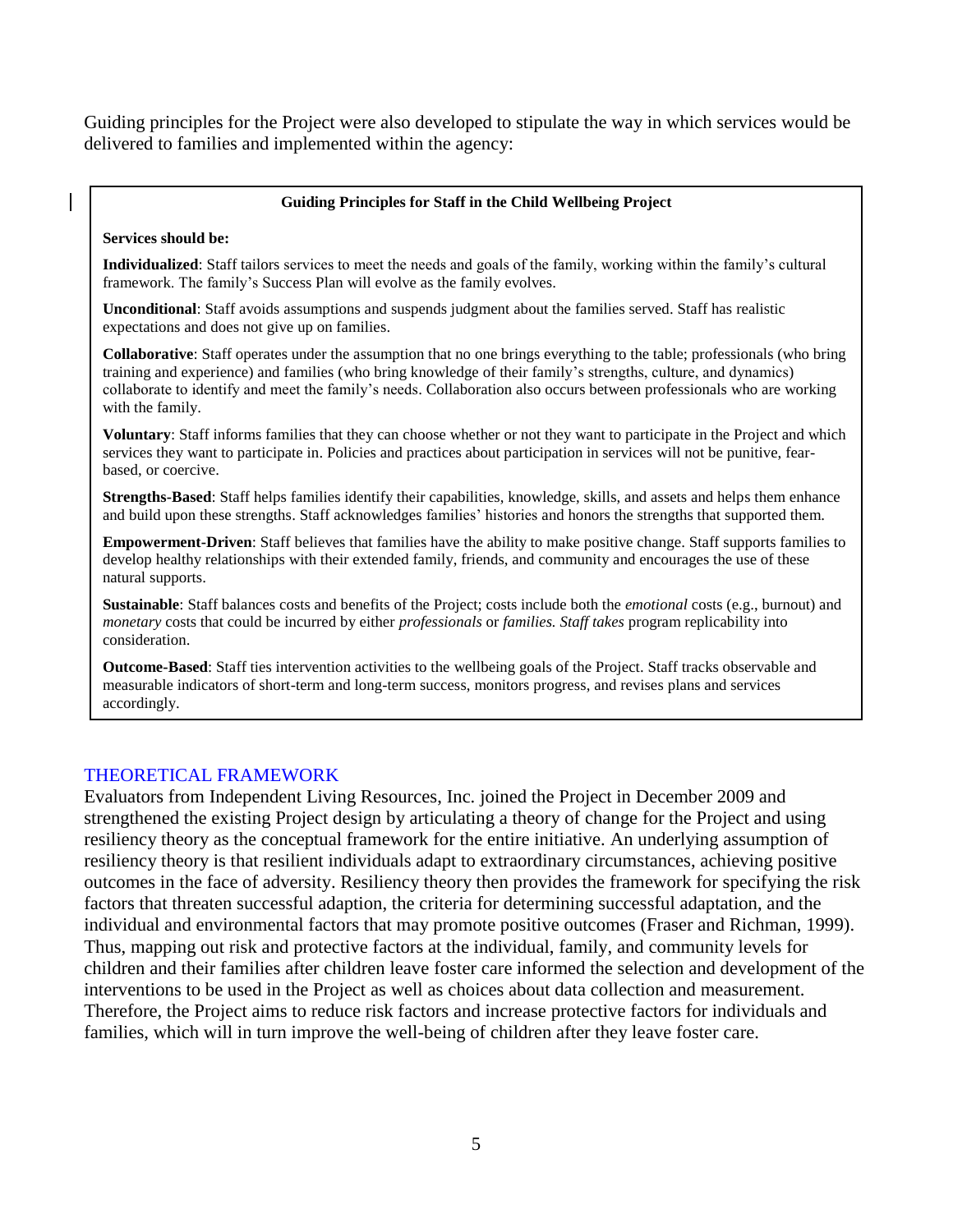Guiding principles for the Project were also developed to stipulate the way in which services would be delivered to families and implemented within the agency:

**Guiding Principles for Staff in the Child Wellbeing Project**

**Services should be:**

**Individualized**: Staff tailors services to meet the needs and goals of the family, working within the family's cultural framework. The family's Success Plan will evolve as the family evolves.

**Unconditional**: Staff avoids assumptions and suspends judgment about the families served. Staff has realistic expectations and does not give up on families.

**Collaborative**: Staff operates under the assumption that no one brings everything to the table; professionals (who bring training and experience) and families (who bring knowledge of their family's strengths, culture, and dynamics) collaborate to identify and meet the family's needs. Collaboration also occurs between professionals who are working with the family.

**Voluntary**: Staff informs families that they can choose whether or not they want to participate in the Project and which services they want to participate in. Policies and practices about participation in services will not be punitive, fear-based, or coercive.

**Strengths-Based**: Staff helps families identify their capabilities, knowledge, skills, and assets and helps them enhance and build upon these strengths. Staff acknowledges families' histories and honors the strengths that supported them.

**Empowerment-Driven**: Staff believes that families have the ability to make positive change. Staff supports families to develop healthy relationships with their extended family, friends, and community and encourages the use of these natural supports.

**Sustainable**: Staff balances costs and benefits of the Project; costs include both the *emotional* costs (e.g., burnout) and *monetary* costs that could be incurred by either *professionals* or *families. Staff takes* program replicability into consideration.

**Outcome-Based**: Staff ties intervention activities to the wellbeing goals of the Project. Staff tracks observable and measurable indicators of short-term and long-term success, monitors progress, and revises plans and services accordingly.

## THEORETICAL FRAMEWORK

Evaluators from Independent Living Resources, Inc. joined the Project in December 2009 and strengthened the existing Project design by articulating a theory of change for the Project and using resiliency theory as the conceptual framework for the entire initiative. An underlying assumption of resiliency theory is that resilient individuals adapt to extraordinary circumstances, achieving positive outcomes in the face of adversity. Resiliency theory then provides the framework for specifying the risk factors that threaten successful adaption, the criteria for determining successful adaptation, and the individual and environmental factors that may promote positive outcomes (Fraser and Richman, 1999). Thus, mapping out risk and protective factors at the individual, family, and community levels for children and their families after children leave foster care informed the selection and development of the interventions to be used in the Project as well as choices about data collection and measurement. Therefore, the Project aims to reduce risk factors and increase protective factors for individuals and families, which will in turn improve the well-being of children after they leave foster care.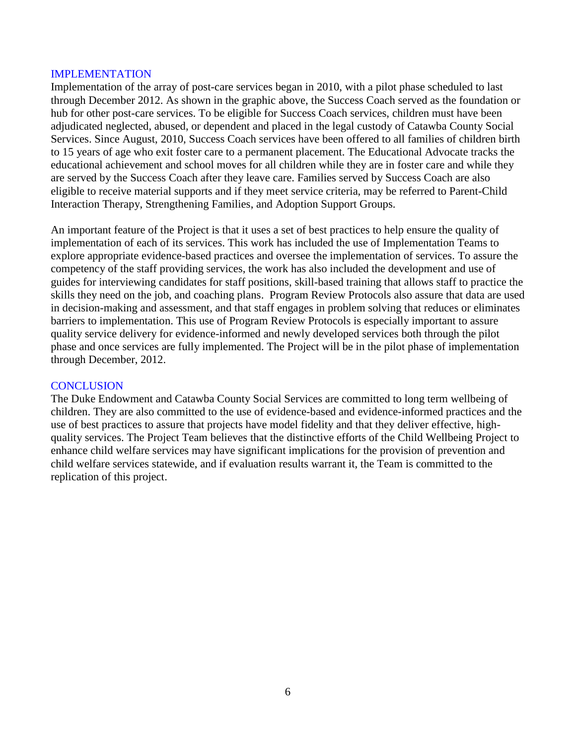## IMPLEMENTATION

Implementation of the array of post-care services began in 2010, with a pilot phase scheduled to last through December 2012. As shown in the graphic above, the Success Coach served as the foundation or hub for other post-care services. To be eligible for Success Coach services, children must have been adjudicated neglected, abused, or dependent and placed in the legal custody of Catawba County Social Services. Since August, 2010, Success Coach services have been offered to all families of children birth to 15 years of age who exit foster care to a permanent placement. The Educational Advocate tracks the educational achievement and school moves for all children while they are in foster care and while they are served by the Success Coach after they leave care. Families served by Success Coach are also eligible to receive material supports and if they meet service criteria, may be referred to Parent-Child Interaction Therapy, Strengthening Families, and Adoption Support Groups.

An important feature of the Project is that it uses a set of best practices to help ensure the quality of implementation of each of its services. This work has included the use of Implementation Teams to explore appropriate evidence-based practices and oversee the implementation of services. To assure the competency of the staff providing services, the work has also included the development and use of guides for interviewing candidates for staff positions, skill-based training that allows staff to practice the skills they need on the job, and coaching plans. Program Review Protocols also assure that data are used in decision-making and assessment, and that staff engages in problem solving that reduces or eliminates barriers to implementation. This use of Program Review Protocols is especially important to assure quality service delivery for evidence-informed and newly developed services both through the pilot phase and once services are fully implemented. The Project will be in the pilot phase of implementation through December, 2012.

## CONCLUSION

The Duke Endowment and Catawba County Social Services are committed to long term wellbeing of children. They are also committed to the use of evidence-based and evidence-informed practices and the use of best practices to assure that projects have model fidelity and that they deliver effective, high-quality services. The Project Team believes that the distinctive efforts of the Child Wellbeing Project to enhance child welfare services may have significant implications for the provision of prevention and child welfare services statewide, and if evaluation results warrant it, the Team is committed to the replication of this project.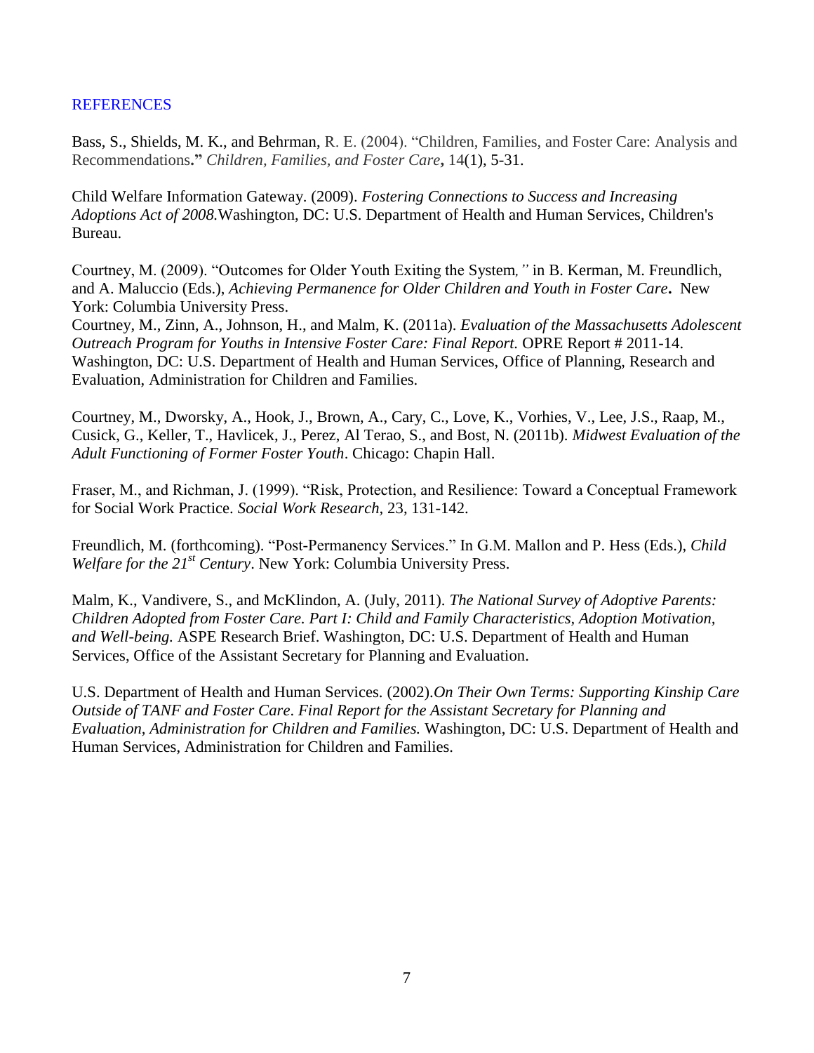## REFERENCES

Bass, S., Shields, M. K., and Behrman, R. E. (2004). "Children, Families, and Foster Care: Analysis and Recommendations**."** *Children, Families, and Foster Care***,** 14(1), 5-31.

Child Welfare Information Gateway. (2009). *Fostering Connections to Success and Increasing Adoptions Act of 2008.*Washington, DC: U.S. Department of Health and Human Services, Children's Bureau.

Courtney, M. (2009). "Outcomes for Older Youth Exiting the System*,"* in B. Kerman, M. Freundlich, and A. Maluccio (Eds.), *Achieving Permanence for Older Children and Youth in Foster Care***.** New York: Columbia University Press.

Courtney, M., Zinn, A., Johnson, H., and Malm, K. (2011a). *Evaluation of the Massachusetts Adolescent Outreach Program for Youths in Intensive Foster Care: Final Report.* OPRE Report # 2011-14. Washington, DC: U.S. Department of Health and Human Services, Office of Planning, Research and Evaluation, Administration for Children and Families.

Courtney, M., Dworsky, A., Hook, J., Brown, A., Cary, C., Love, K., Vorhies, V., Lee, J.S., Raap, M., Cusick, G., Keller, T., Havlicek, J., Perez, Al Terao, S., and Bost, N. (2011b). *Midwest Evaluation of the Adult Functioning of Former Foster Youth*. Chicago: Chapin Hall.

Fraser, M., and Richman, J. (1999). "Risk, Protection, and Resilience: Toward a Conceptual Framework for Social Work Practice. *Social Work Research*, 23, 131-142.

Freundlich, M. (forthcoming). "Post-Permanency Services." In G.M. Mallon and P. Hess (Eds.), *Child Welfare for the 21st Century*. New York: Columbia University Press.

Malm, K., Vandivere, S., and McKlindon, A. (July, 2011). *The National Survey of Adoptive Parents: Children Adopted from Foster Care. Part I: Child and Family Characteristics, Adoption Motivation, and Well-being.* ASPE Research Brief. Washington, DC: U.S. Department of Health and Human Services, Office of the Assistant Secretary for Planning and Evaluation.

U.S. Department of Health and Human Services. (2002).*On Their Own Terms: Supporting Kinship Care Outside of TANF and Foster Care. Final Report for the Assistant Secretary for Planning and Evaluation, Administration for Children and Families.* Washington, DC: U.S. Department of Health and Human Services, Administration for Children and Families.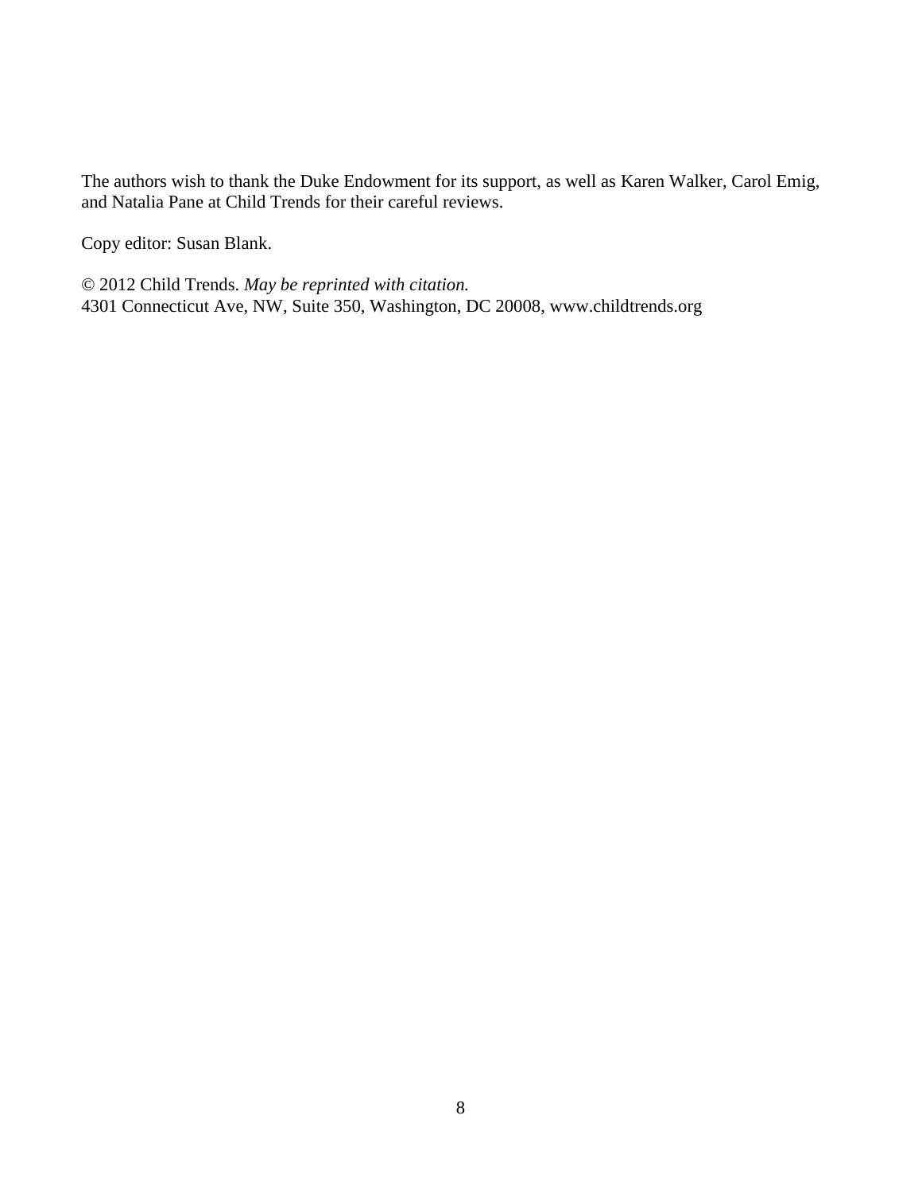The authors wish to thank the Duke Endowment for its support, as well as Karen Walker, Carol Emig, and Natalia Pane at Child Trends for their careful reviews.

Copy editor: Susan Blank.

© 2012 Child Trends. *May be reprinted with citation.*
4301 Connecticut Ave, NW, Suite 350, Washington, DC 20008, www.childtrends.org